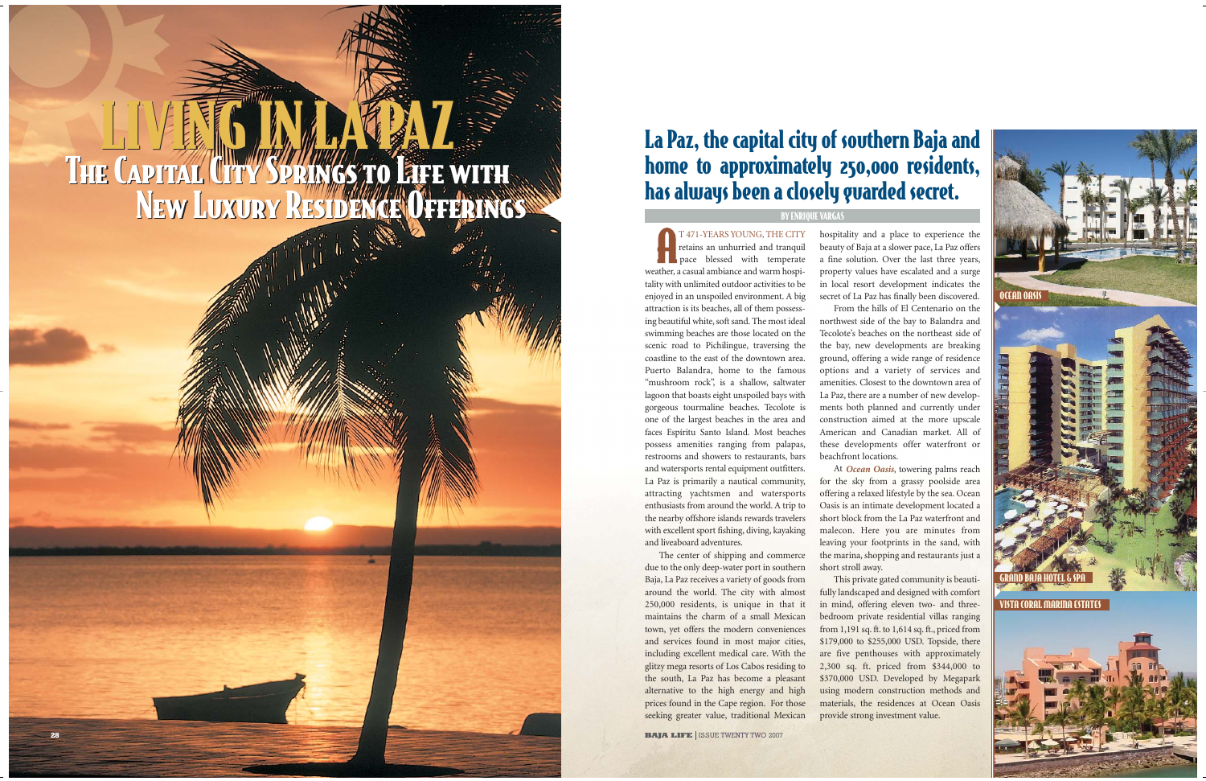# LIVING IN LA PAZ

## The Capital City Springs to Life with New Luxury Residence Offerings

## La Paz, the capital city of southern Baja and home to approximately 250,000 residents, has always been a closely guarded secret.

BY ENRIQUE VARGAS

AT 471-YEARS YOUNG, THE CITY retains an unhurried and tranquil pace blessed with temperate weather, a casual ambiance and warm hospitality with unlimited outdoor activities to be enjoyed in an unspoiled environment. A big attraction is its beaches, all of them possessing beautiful white, soft sand. The most ideal swimming beaches are those located on the scenic road to Pichilingue, traversing the coastline to the east of the downtown area. Puerto Balandra, home to the famous "mushroom rock", is a shallow, saltwater lagoon that boasts eight unspoiled bays with gorgeous tourmaline beaches. Tecolote is one of the largest beaches in the area and faces Espiritu Santo Island. Most beaches possess amenities ranging from palapas, restrooms and showers to restaurants, bars and watersports rental equipment outfitters. La Paz is primarily a nautical community, attracting yachtsmen and watersports enthusiasts from around the world. A trip to the nearby offshore islands rewards travelers with excellent sport fishing, diving, kayaking and liveaboard adventures.

The center of shipping and commerce due to the only deep-water port in southern Baja, La Paz receives a variety of goods from around the world. The city with almost 250,000 residents, is unique in that it maintains the charm of a small Mexican town, yet offers the modern conveniences and services found in most major cities, including excellent medical care. With the glitzy mega resorts of Los Cabos residing to the south, La Paz has become a pleasant alternative to the high energy and high prices found in the Cape region. For those seeking greater value, traditional Mexican hospitality and a place to experience the beauty of Baja at a slower pace, La Paz offers a fine solution. Over the last three years, property values have escalated and a surge in local resort development indicates the secret of La Paz has finally been discovered.

From the hills of El Centenario on the northwest side of the bay to Balandra and Tecolote's beaches on the northeast side of the bay, new developments are breaking ground, offering a wide range of residence options and a variety of services and amenities. Closest to the downtown area of La Paz, there are a number of new developments both planned and currently under construction aimed at the more upscale American and Canadian market. All of these developments offer waterfront or beachfront locations.

At ***Ocean Oasis***, towering palms reach for the sky from a grassy poolside area offering a relaxed lifestyle by the sea. Ocean Oasis is an intimate development located a short block from the La Paz waterfront and malecon. Here you are minutes from leaving your footprints in the sand, with the marina, shopping and restaurants just a short stroll away.

This private gated community is beautifully landscaped and designed with comfort in mind, offering eleven two- and three-bedroom private residential villas ranging from 1,191 sq. ft. to 1,614 sq. ft., priced from $179,000 to $255,000 USD. Topside, there are five penthouses with approximately 2,300 sq. ft. priced from $344,000 to $370,000 USD. Developed by Megapark using modern construction methods and materials, the residences at Ocean Oasis provide strong investment value.

OCEAN OASIS

GRAND BAJA HOTEL & SPA

VISTA CORAL MARINA ESTATES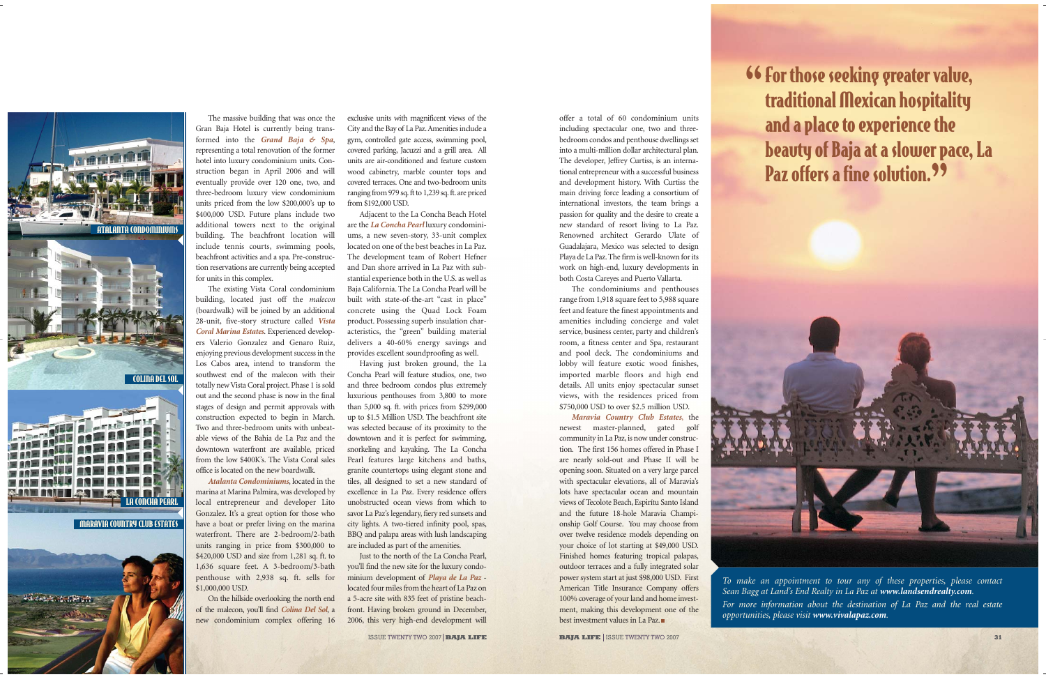ATALANTA CONDOMINIUMS

COLINA DEL SOL

LA CONCHA PEARL

MARAVIA COUNTRY CLUB ESTATES

The massive building that was once the Gran Baja Hotel is currently being transformed into the ***Grand Baja & Spa***, representing a total renovation of the former hotel into luxury condominium units. Construction began in April 2006 and will eventually provide over 120 one, two, and three-bedroom luxury view condominium units priced from the low $200,000's up to $400,000 USD. Future plans include two additional towers next to the original building. The beachfront location will include tennis courts, swimming pools, beachfront activities and a spa. Pre-construction reservations are currently being accepted for units in this complex.

The existing Vista Coral condominium building, located just off the *malecon* (boardwalk) will be joined by an additional 28-unit, five-story structure called ***Vista Coral Marina Estates***. Experienced developers Valerio Gonzalez and Genaro Ruiz, enjoying previous development success in the Los Cabos area, intend to transform the southwest end of the malecon with their totally new Vista Coral project. Phase 1 is sold out and the second phase is now in the final stages of design and permit approvals with construction expected to begin in March. Two and three-bedroom units with unbeatable views of the Bahia de La Paz and the downtown waterfront are available, priced from the low $400K's. The Vista Coral sales office is located on the new boardwalk.

***Atalanta Condominiums***, located in the marina at Marina Palmira, was developed by local entrepreneur and developer Lito Gonzalez. It's a great option for those who have a boat or prefer living on the marina waterfront. There are 2-bedroom/2-bath units ranging in price from $300,000 to $420,000 USD and size from 1,281 sq. ft. to 1,636 square feet. A 3-bedroom/3-bath penthouse with 2,938 sq. ft. sells for $1,000,000 USD.

On the hillside overlooking the north end of the malecon, you'll find ***Colina Del Sol***, a new condominium complex offering 16 exclusive units with magnificent views of the City and the Bay of La Paz. Amenities include a gym, controlled gate access, swimming pool, covered parking, Jacuzzi and a grill area. All units are air-conditioned and feature custom wood cabinetry, marble counter tops and covered terraces. One and two-bedroom units ranging from 979 sq. ft to 1,239 sq. ft. are priced from $192,000 USD.

Adjacent to the La Concha Beach Hotel are the ***La Concha Pearl*** luxury condominiums, a new seven-story, 33-unit complex located on one of the best beaches in La Paz. The development team of Robert Hefner and Dan shore arrived in La Paz with substantial experience both in the U.S. as well as Baja California. The La Concha Pearl will be built with state-of-the-art "cast in place" concrete using the Quad Lock Foam product. Possessing superb insulation characteristics, the "green" building material delivers a 40-60% energy savings and provides excellent soundproofing as well.

Having just broken ground, the La Concha Pearl will feature studios, one, two and three bedroom condos plus extremely luxurious penthouses from 3,800 to more than 5,000 sq. ft. with prices from $299,000 up to $1.5 Million USD. The beachfront site was selected because of its proximity to the downtown and it is perfect for swimming, snorkeling and kayaking. The La Concha Pearl features large kitchens and baths, granite countertops using elegant stone and tiles, all designed to set a new standard of excellence in La Paz. Every residence offers unobstructed ocean views from which to savor La Paz's legendary, fiery red sunsets and city lights. A two-tiered infinity pool, spas, BBQ and palapa areas with lush landscaping are included as part of the amenities.

Just to the north of the La Concha Pearl, you'll find the new site for the luxury condominium development of ***Playa de La Paz*** - located four miles from the heart of La Paz on a 5-acre site with 835 feet of pristine beachfront. Having broken ground in December, 2006, this very high-end development will offer a total of 60 condominium units including spectacular one, two and three-bedroom condos and penthouse dwellings set into a multi-million dollar architectural plan. The developer, Jeffrey Curtiss, is an international entrepreneur with a successful business and development history. With Curtiss the main driving force leading a consortium of international investors, the team brings a passion for quality and the desire to create a new standard of resort living to La Paz. Renowned architect Gerardo Ulate of Guadalajara, Mexico was selected to design Playa de La Paz. The firm is well-known for its work on high-end, luxury developments in both Costa Careyes and Puerto Vallarta.

The condominiums and penthouses range from 1,918 square feet to 5,988 square feet and feature the finest appointments and amenities including concierge and valet service, business center, party and children's room, a fitness center and Spa, restaurant and pool deck. The condominiums and lobby will feature exotic wood finishes, imported marble floors and high end details. All units enjoy spectacular sunset views, with the residences priced from $750,000 USD to over $2.5 million USD.

***Maravia Country Club Estates***, the newest master-planned, gated golf community in La Paz, is now under construction. The first 156 homes offered in Phase I are nearly sold-out and Phase II will be opening soon. Situated on a very large parcel with spectacular elevations, all of Maravia's lots have spectacular ocean and mountain views of Tecolote Beach, Espiritu Santo Island and the future 18-hole Maravia Championship Golf Course. You may choose from over twelve residence models depending on your choice of lot starting at $49,000 USD. Finished homes featuring tropical palapas, outdoor terraces and a fully integrated solar power system start at just $98,000 USD. First American Title Insurance Company offers 100% coverage of your land and home investment, making this development one of the best investment values in La Paz. ■

**"For those seeking greater value, traditional Mexican hospitality and a place to experience the beauty of Baja at a slower pace, La Paz offers a fine solution."**

*To make an appointment to tour any of these properties, please contact Sean Bagg at Land's End Realty in La Paz at **www.landsendrealty.com**.*

*For more information about the destination of La Paz and the real estate opportunities, please visit **www.vivalapaz.com**.*